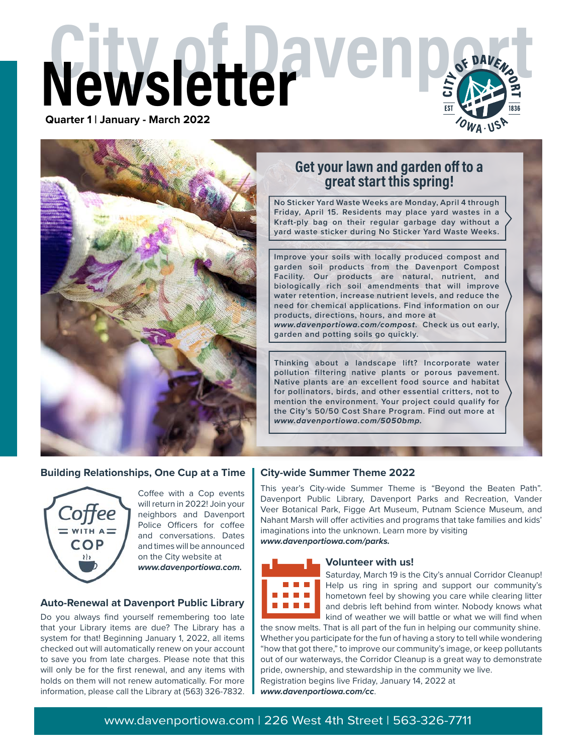# City of Davenport Newsletter

**Quarter 1 | January - March 2022**

## Get your lawn and garden off to a great start this spring!

No Sticker Yard Waste Weeks are Monday, April 4 through Friday, April 15. Residents may place yard wastes in a Kraft-ply bag on their regular garbage day without a yard waste sticker during No Sticker Yard Waste Weeks.

Improve your soils with locally produced compost and garden soil products from the Davenport Compost Facility. Our products are natural, nutrient, and biologically rich soil amendments that will improve water retention, increase nutrient levels, and reduce the need for chemical applications. Find information on our products, directions, hours, and more at ***www.davenportiowa.com/compost***. Check us out early, garden and potting soils go quickly.

Thinking about a landscape lift? Incorporate water pollution filtering native plants or porous pavement. Native plants are an excellent food source and habitat for pollinators, birds, and other essential critters, not to mention the environment. Your project could qualify for the City's 50/50 Cost Share Program. Find out more at ***www.davenportiowa.com/5050bmp.***

### Building Relationships, One Cup at a Time

Coffee with a Cop events will return in 2022! Join your neighbors and Davenport Police Officers for coffee and conversations. Dates and times will be announced on the City website at ***www.davenportiowa.com.***

### Auto-Renewal at Davenport Public Library

Do you always find yourself remembering too late that your Library items are due? The Library has a system for that! Beginning January 1, 2022, all items checked out will automatically renew on your account to save you from late charges. Please note that this will only be for the first renewal, and any items with holds on them will not renew automatically. For more information, please call the Library at (563) 326-7832.

### City-wide Summer Theme 2022

This year's City-wide Summer Theme is "Beyond the Beaten Path". Davenport Public Library, Davenport Parks and Recreation, Vander Veer Botanical Park, Figge Art Museum, Putnam Science Museum, and Nahant Marsh will offer activities and programs that take families and kids' imaginations into the unknown. Learn more by visiting ***www.davenportiowa.com/parks.***

### Volunteer with us!

Saturday, March 19 is the City's annual Corridor Cleanup! Help us ring in spring and support our community's hometown feel by showing you care while clearing litter and debris left behind from winter. Nobody knows what kind of weather we will battle or what we will find when the snow melts. That is all part of the fun in helping our community shine. Whether you participate for the fun of having a story to tell while wondering "how that got there," to improve our community's image, or keep pollutants out of our waterways, the Corridor Cleanup is a great way to demonstrate pride, ownership, and stewardship in the community we live.

Registration begins live Friday, January 14, 2022 at ***www.davenportiowa.com/cc***.

www.davenportiowa.com | 226 West 4th Street | 563-326-7711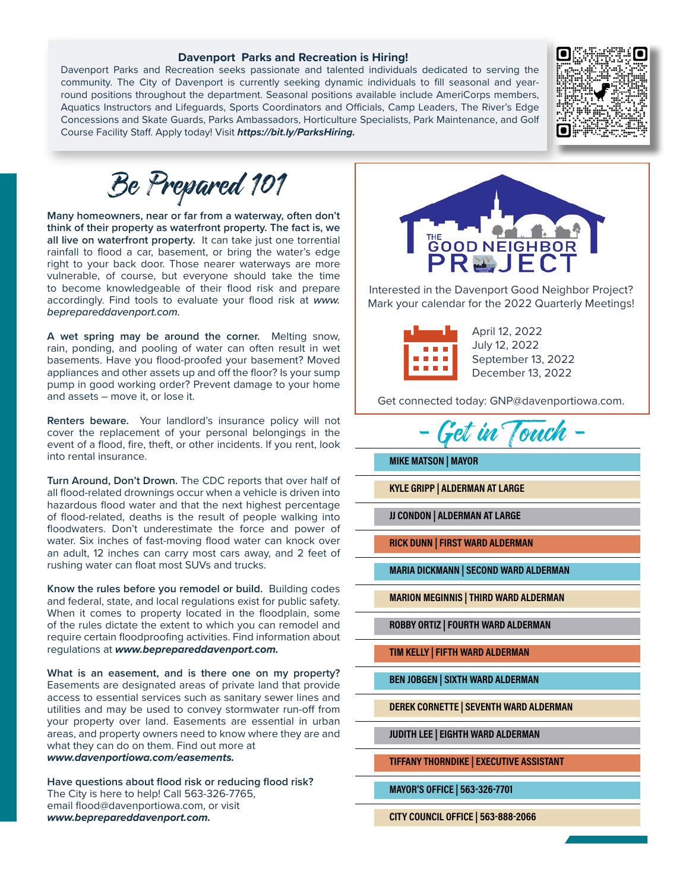## Davenport Parks and Recreation is Hiring!

Davenport Parks and Recreation seeks passionate and talented individuals dedicated to serving the community. The City of Davenport is currently seeking dynamic individuals to fill seasonal and year-round positions throughout the department. Seasonal positions available include AmeriCorps members, Aquatics Instructors and Lifeguards, Sports Coordinators and Officials, Camp Leaders, The River's Edge Concessions and Skate Guards, Parks Ambassadors, Horticulture Specialists, Park Maintenance, and Golf Course Facility Staff. Apply today! Visit ***https://bit.ly/ParksHiring.***

# Be Prepared 101

**Many homeowners, near or far from a waterway, often don't think of their property as waterfront property. The fact is, we all live on waterfront property.** It can take just one torrential rainfall to flood a car, basement, or bring the water's edge right to your back door. Those nearer waterways are more vulnerable, of course, but everyone should take the time to become knowledgeable of their flood risk and prepare accordingly. Find tools to evaluate your flood risk at *www.bepreparеddavenport.com.*

**A wet spring may be around the corner.** Melting snow, rain, ponding, and pooling of water can often result in wet basements. Have you flood-proofed your basement? Moved appliances and other assets up and off the floor? Is your sump pump in good working order? Prevent damage to your home and assets – move it, or lose it.

**Renters beware.** Your landlord's insurance policy will not cover the replacement of your personal belongings in the event of a flood, fire, theft, or other incidents. If you rent, look into rental insurance.

**Turn Around, Don't Drown.** The CDC reports that over half of all flood-related drownings occur when a vehicle is driven into hazardous flood water and that the next highest percentage of flood-related, deaths is the result of people walking into floodwaters. Don't underestimate the force and power of water. Six inches of fast-moving flood water can knock over an adult, 12 inches can carry most cars away, and 2 feet of rushing water can float most SUVs and trucks.

**Know the rules before you remodel or build.** Building codes and federal, state, and local regulations exist for public safety. When it comes to property located in the floodplain, some of the rules dictate the extent to which you can remodel and require certain floodproofing activities. Find information about regulations at ***www.bepreparеddavenport.com.***

**What is an easement, and is there one on my property?** Easements are designated areas of private land that provide access to essential services such as sanitary sewer lines and utilities and may be used to convey stormwater run-off from your property over land. Easements are essential in urban areas, and property owners need to know where they are and what they can do on them. Find out more at ***www.davenportiowa.com/easements.***

**Have questions about flood risk or reducing flood risk?** The City is here to help! Call 563-326-7765, email flood@davenportiowa.com, or visit ***www.bepreparеddavenport.com.***

## The Good Neighbor Project

Interested in the Davenport Good Neighbor Project? Mark your calendar for the 2022 Quarterly Meetings!

- April 12, 2022
- July 12, 2022
- September 13, 2022
- December 13, 2022

Get connected today: GNP@davenportiowa.com.

## - Get in Touch -

- **MIKE MATSON | MAYOR**
- **KYLE GRIPP | ALDERMAN AT LARGE**
- **JJ CONDON | ALDERMAN AT LARGE**
- **RICK DUNN | FIRST WARD ALDERMAN**
- **MARIA DICKMANN | SECOND WARD ALDERMAN**
- **MARION MEGINNIS | THIRD WARD ALDERMAN**
- **ROBBY ORTIZ | FOURTH WARD ALDERMAN**
- **TIM KELLY | FIFTH WARD ALDERMAN**
- **BEN JOBGEN | SIXTH WARD ALDERMAN**
- **DEREK CORNETTE | SEVENTH WARD ALDERMAN**
- **JUDITH LEE | EIGHTH WARD ALDERMAN**
- **TIFFANY THORNDIKE | EXECUTIVE ASSISTANT**
- **MAYOR'S OFFICE | 563-326-7701**
- **CITY COUNCIL OFFICE | 563-888-2066**